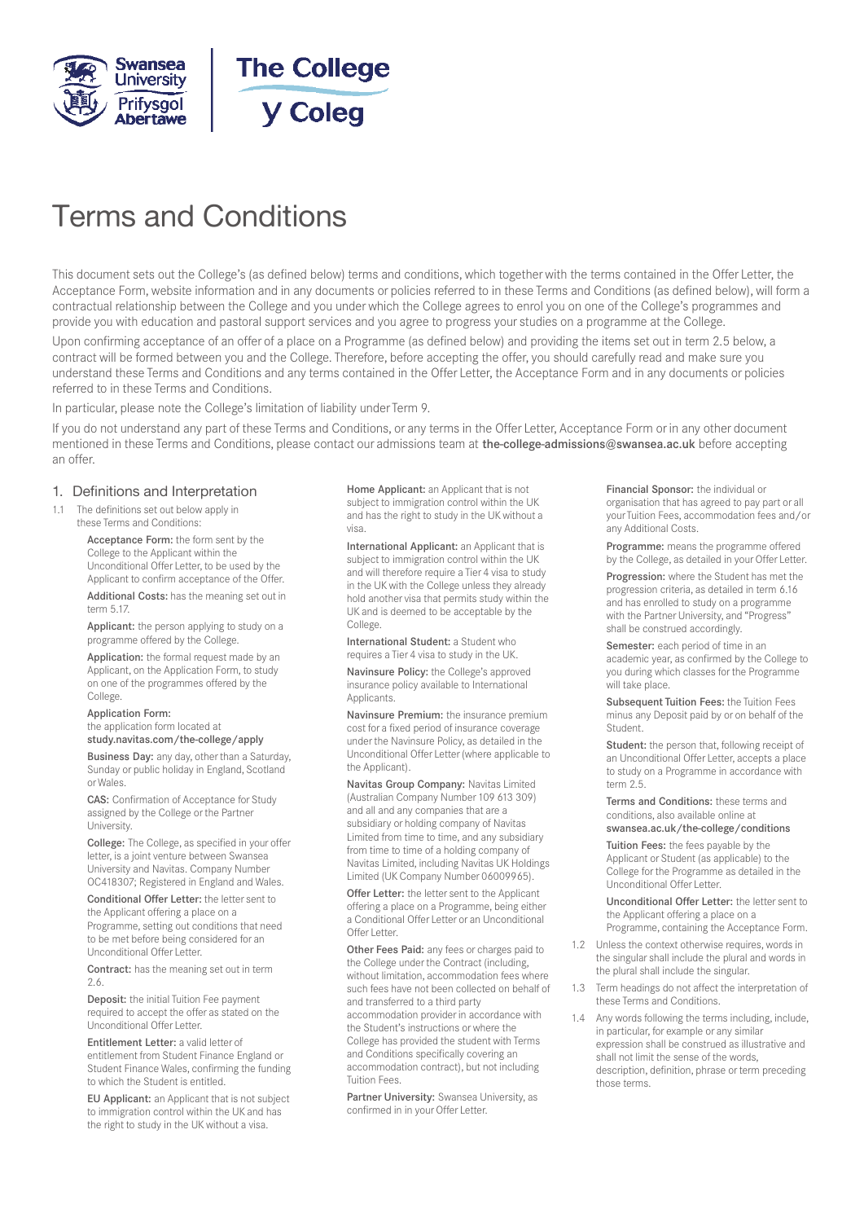# Terms and Conditions

This document sets out the College's (as defined below) terms and conditions, which together with the terms contained in the Offer Letter, the Acceptance Form, website information and in any documents or policies referred to in these Terms and Conditions (as defined below), will form a contractual relationship between the College and you under which the College agrees to enrol you on one of the College's programmes and provide you with education and pastoral support services and you agree to progress your studies on a programme at the College.

Upon confirming acceptance of an offer of a place on a Programme (as defined below) and providing the items set out in term 2.5 below, a contract will be formed between you and the College. Therefore, before accepting the offer, you should carefully read and make sure you understand these Terms and Conditions and any terms contained in the Offer Letter, the Acceptance Form and in any documents or policies referred to in these Terms and Conditions.

In particular, please note the College's limitation of liability under Term 9.

If you do not understand any part of these Terms and Conditions, or any terms in the Offer Letter, Acceptance Form or in any other document mentioned in these Terms and Conditions, please contact our admissions team at **the-college-admissions@swansea.ac.uk** before accepting an offer.

## 1. Definitions and Interpretation

1.1 The definitions set out below apply in these Terms and Conditions:

**Acceptance Form:** the form sent by the College to the Applicant within the Unconditional Offer Letter, to be used by the Applicant to confirm acceptance of the Offer.

**Additional Costs:** has the meaning set out in term 5.17.

**Applicant:** the person applying to study on a programme offered by the College.

**Application:** the formal request made by an Applicant, on the Application Form, to study on one of the programmes offered by the College.

**Application Form:** the application form located at **study.navitas.com/the-college/apply**

**Business Day:** any day, other than a Saturday, Sunday or public holiday in England, Scotland or Wales.

**CAS:** Confirmation of Acceptance for Study assigned by the College or the Partner University.

**College:** The College, as specified in your offer letter, is a joint venture between Swansea University and Navitas. Company Number OC418307; Registered in England and Wales.

**Conditional Offer Letter:** the letter sent to the Applicant offering a place on a Programme, setting out conditions that need to be met before being considered for an Unconditional Offer Letter.

**Contract:** has the meaning set out in term 2.6.

**Deposit:** the initial Tuition Fee payment required to accept the offer as stated on the Unconditional Offer Letter.

**Entitlement Letter:** a valid letter of entitlement from Student Finance England or Student Finance Wales, confirming the funding to which the Student is entitled.

**EU Applicant:** an Applicant that is not subject to immigration control within the UK and has the right to study in the UK without a visa.

**Home Applicant:** an Applicant that is not subject to immigration control within the UK and has the right to study in the UK without a visa.

**International Applicant:** an Applicant that is subject to immigration control within the UK and will therefore require a Tier 4 visa to study in the UK with the College unless they already hold another visa that permits study within the UK and is deemed to be acceptable by the College.

**International Student:** a Student who requires a Tier 4 visa to study in the UK.

**Navinsure Policy:** the College's approved insurance policy available to International Applicants.

**Navinsure Premium:** the insurance premium cost for a fixed period of insurance coverage under the Navinsure Policy, as detailed in the Unconditional Offer Letter (where applicable to the Applicant).

**Navitas Group Company:** Navitas Limited (Australian Company Number 109 613 309) and all and any companies that are a subsidiary or holding company of Navitas Limited from time to time, and any subsidiary from time to time of a holding company of Navitas Limited, including Navitas UK Holdings Limited (UK Company Number 06009965).

**Offer Letter:** the letter sent to the Applicant offering a place on a Programme, being either a Conditional Offer Letter or an Unconditional Offer Letter.

**Other Fees Paid:** any fees or charges paid to the College under the Contract (including, without limitation, accommodation fees where such fees have not been collected on behalf of and transferred to a third party accommodation provider in accordance with the Student's instructions or where the College has provided the student with Terms and Conditions specifically covering an accommodation contract), but not including Tuition Fees.

**Partner University:** Swansea University, as confirmed in in your Offer Letter.

**Financial Sponsor:** the individual or organisation that has agreed to pay part or all your Tuition Fees, accommodation fees and/or any Additional Costs.

**Programme:** means the programme offered by the College, as detailed in your Offer Letter.

**Progression:** where the Student has met the progression criteria, as detailed in term 6.16 and has enrolled to study on a programme with the Partner University, and "Progress" shall be construed accordingly.

**Semester:** each period of time in an academic year, as confirmed by the College to you during which classes for the Programme will take place.

**Subsequent Tuition Fees:** the Tuition Fees minus any Deposit paid by or on behalf of the Student.

**Student:** the person that, following receipt of an Unconditional Offer Letter, accepts a place to study on a Programme in accordance with term 2.5.

**Terms and Conditions:** these terms and conditions, also available online at **swansea.ac.uk/the-college/conditions**

**Tuition Fees:** the fees payable by the Applicant or Student (as applicable) to the College for the Programme as detailed in the Unconditional Offer Letter.

**Unconditional Offer Letter:** the letter sent to the Applicant offering a place on a Programme, containing the Acceptance Form.

1.2 Unless the context otherwise requires, words in the singular shall include the plural and words in the plural shall include the singular.

1.3 Term headings do not affect the interpretation of these Terms and Conditions.

1.4 Any words following the terms including, include, in particular, for example or any similar expression shall be construed as illustrative and shall not limit the sense of the words, description, definition, phrase or term preceding those terms.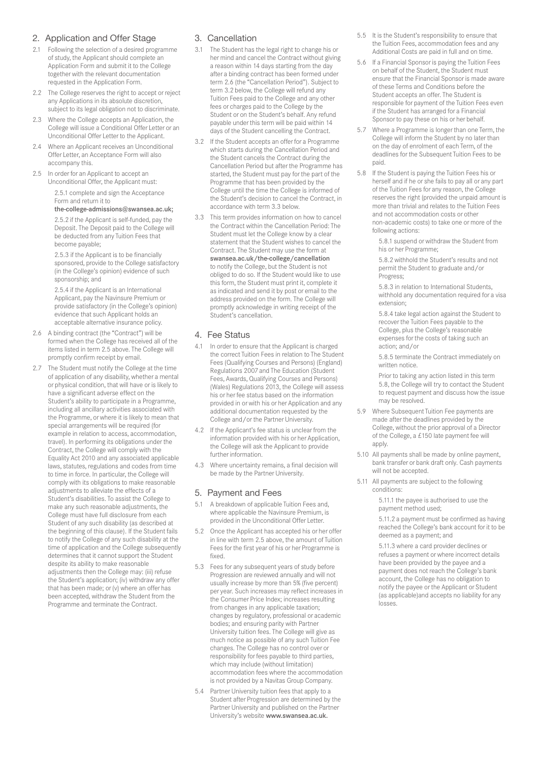## 2. Application and Offer Stage

2.1 Following the selection of a desired programme of study, the Applicant should complete an Application Form and submit it to the College together with the relevant documentation requested in the Application Form.

2.2 The College reserves the right to accept or reject any Applications in its absolute discretion, subject to its legal obligation not to discriminate.

2.3 Where the College accepts an Application, the College will issue a Conditional Offer Letter or an Unconditional Offer Letter to the Applicant.

2.4 Where an Applicant receives an Unconditional Offer Letter, an Acceptance Form will also accompany this.

2.5 In order for an Applicant to accept an Unconditional Offer, the Applicant must:

2.5.1 complete and sign the Acceptance Form and return it to **the-college-admissions@swansea.ac.uk;**

2.5.2 if the Applicant is self-funded, pay the Deposit. The Deposit paid to the College will be deducted from any Tuition Fees that become payable;

2.5.3 if the Applicant is to be financially sponsored, provide to the College satisfactory (in the College's opinion) evidence of such sponsorship; and

2.5.4 if the Applicant is an International Applicant, pay the Navinsure Premium or provide satisfactory (in the College's opinion) evidence that such Applicant holds an acceptable alternative insurance policy.

2.6 A binding contract (the "Contract") will be formed when the College has received all of the items listed in term 2.5 above. The College will promptly confirm receipt by email.

2.7 The Student must notify the College at the time of application of any disability, whether a mental or physical condition, that will have or is likely to have a significant adverse effect on the Student's ability to participate in a Programme, including all ancillary activities associated with the Programme, or where it is likely to mean that special arrangements will be required (for example in relation to access, accommodation, travel). In performing its obligations under the Contract, the College will comply with the Equality Act 2010 and any associated applicable laws, statutes, regulations and codes from time to time in force. In particular, the College will comply with its obligations to make reasonable adjustments to alleviate the effects of a Student's disabilities. To assist the College to make any such reasonable adjustments, the College must have full disclosure from each Student of any such disability (as described at the beginning of this clause). If the Student fails to notify the College of any such disability at the time of application and the College subsequently determines that it cannot support the Student despite its ability to make reasonable adjustments then the College may: (iii) refuse the Student's application; (iv) withdraw any offer that has been made; or (v) where an offer has been accepted, withdraw the Student from the Programme and terminate the Contract.

## 3. Cancellation

3.1 The Student has the legal right to change his or her mind and cancel the Contract without giving a reason within 14 days starting from the day after a binding contract has been formed under term 2.6 (the "Cancellation Period"). Subject to term 3.2 below, the College will refund any Tuition Fees paid to the College and any other fees or charges paid to the College by the Student or on the Student's behalf. Any refund payable under this term will be paid within 14 days of the Student cancelling the Contract.

3.2 If the Student accepts an offer for a Programme which starts during the Cancellation Period and the Student cancels the Contract during the Cancellation Period but after the Programme has started, the Student must pay for the part of the Programme that has been provided by the College until the time the College is informed of the Student's decision to cancel the Contract, in accordance with term 3.3 below.

3.3 This term provides information on how to cancel the Contract within the Cancellation Period: The Student must let the College know by a clear statement that the Student wishes to cancel the Contract. The Student may use the form at **swansea.ac.uk/the-college/cancellation** to notify the College, but the Student is not obliged to do so. If the Student would like to use this form, the Student must print it, complete it as indicated and send it by post or email to the address provided on the form. The College will promptly acknowledge in writing receipt of the Student's cancellation.

## 4. Fee Status

4.1 In order to ensure that the Applicant is charged the correct Tuition Fees in relation to The Student Fees (Qualifying Courses and Persons) (England) Regulations 2007 and The Education (Student Fees, Awards, Qualifying Courses and Persons) (Wales) Regulations 2013, the College will assess his or her fee status based on the information provided in or with his or her Application and any additional documentation requested by the College and/or the Partner University.

4.2 If the Applicant's fee status is unclear from the information provided with his or her Application, the College will ask the Applicant to provide further information.

4.3 Where uncertainty remains, a final decision will be made by the Partner University.

## 5. Payment and Fees

5.1 A breakdown of applicable Tuition Fees and, where applicable the Navinsure Premium, is provided in the Unconditional Offer Letter.

5.2 Once the Applicant has accepted his or her offer in line with term 2.5 above, the amount of Tuition Fees for the first year of his or her Programme is fixed.

5.3 Fees for any subsequent years of study before Progression are reviewed annually and will not usually increase by more than 5% (five percent) per year. Such increases may reflect increases in the Consumer Price Index; increases resulting from changes in any applicable taxation; changes by regulatory, professional or academic bodies; and ensuring parity with Partner University tuition fees. The College will give as much notice as possible of any such Tuition Fee changes. The College has no control over or responsibility for fees payable to third parties, which may include (without limitation) accommodation fees where the accommodation is not provided by a Navitas Group Company.

5.4 Partner University tuition fees that apply to a Student after Progression are determined by the Partner University and published on the Partner University's website **www.swansea.ac.uk.**

5.5 It is the Student's responsibility to ensure that the Tuition Fees, accommodation fees and any Additional Costs are paid in full and on time.

5.6 If a Financial Sponsor is paying the Tuition Fees on behalf of the Student, the Student must ensure that the Financial Sponsor is made aware of these Terms and Conditions before the Student accepts an offer. The Student is responsible for payment of the Tuition Fees even if the Student has arranged for a Financial Sponsor to pay these on his or her behalf.

5.7 Where a Programme is longer than one Term, the College will inform the Student by no later than on the day of enrolment of each Term, of the deadlines for the Subsequent Tuition Fees to be paid.

5.8 If the Student is paying the Tuition Fees his or herself and if he or she fails to pay all or any part of the Tuition Fees for any reason, the College reserves the right (provided the unpaid amount is more than trivial and relates to the Tuition Fees and not accommodation costs or other non-academic costs) to take one or more of the following actions:

5.8.1 suspend or withdraw the Student from his or her Programme;

5.8.2 withhold the Student's results and not permit the Student to graduate and/or Progress;

5.8.3 in relation to International Students, withhold any documentation required for a visa extension;

5.8.4 take legal action against the Student to recover the Tuition Fees payable to the College, plus the College's reasonable expenses for the costs of taking such an action; and/or

5.8.5 terminate the Contract immediately on written notice.

Prior to taking any action listed in this term 5.8, the College will try to contact the Student to request payment and discuss how the issue may be resolved.

5.9 Where Subsequent Tuition Fee payments are made after the deadlines provided by the College, without the prior approval of a Director of the College, a £150 late payment fee will apply.

5.10 All payments shall be made by online payment, bank transfer or bank draft only. Cash payments will not be accepted.

5.11 All payments are subject to the following conditions:

5.11.1 the payee is authorised to use the payment method used;

5.11.2 a payment must be confirmed as having reached the College's bank account for it to be deemed as a payment; and

5.11.3 where a card provider declines or refuses a payment or where incorrect details have been provided by the payee and a payment does not reach the College's bank account, the College has no obligation to notify the payee or the Applicant or Student (as applicable)and accepts no liability for any losses.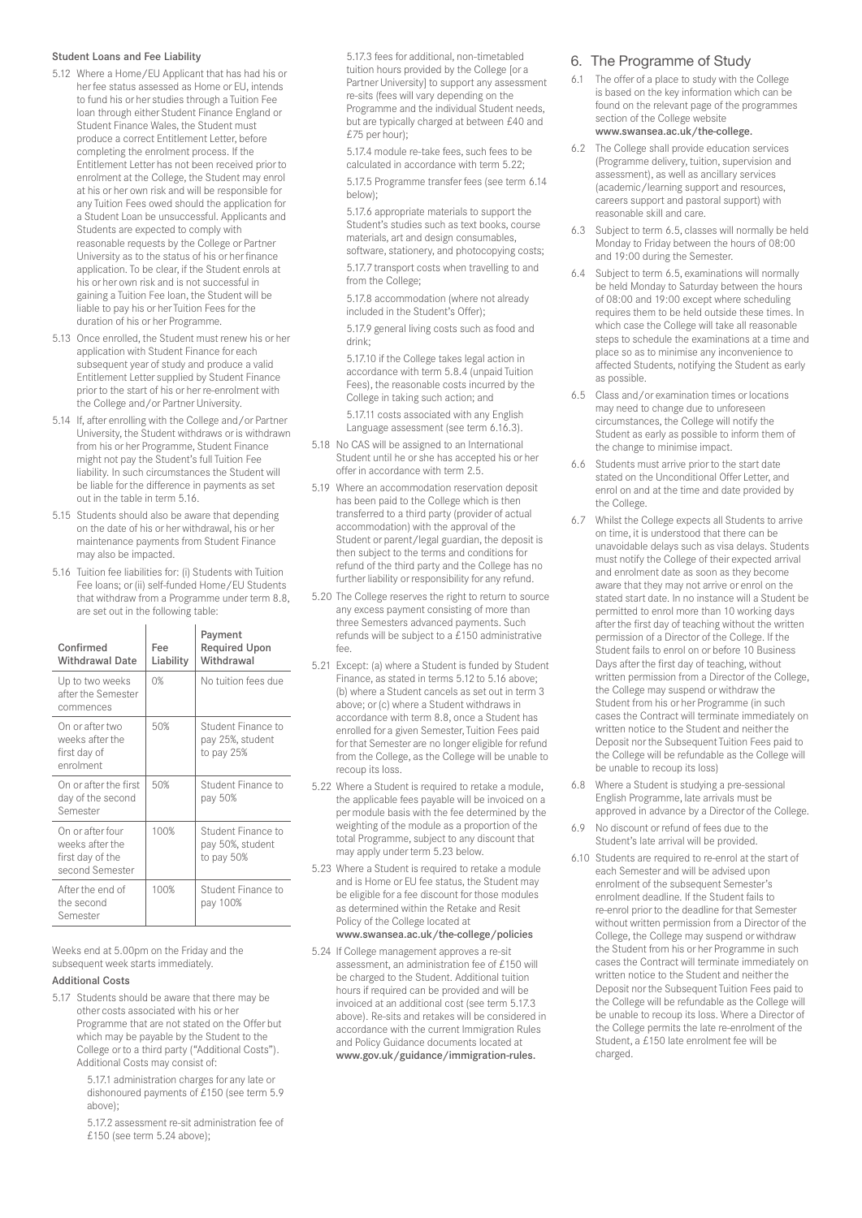### Student Loans and Fee Liability

5.12 Where a Home/EU Applicant that has had his or her fee status assessed as Home or EU, intends to fund his or her studies through a Tuition Fee loan through either Student Finance England or Student Finance Wales, the Student must produce a correct Entitlement Letter, before completing the enrolment process. If the Entitlement Letter has not been received prior to enrolment at the College, the Student may enrol at his or her own risk and will be responsible for any Tuition Fees owed should the application for a Student Loan be unsuccessful. Applicants and Students are expected to comply with reasonable requests by the College or Partner University as to the status of his or her finance application. To be clear, if the Student enrols at his or her own risk and is not successful in gaining a Tuition Fee loan, the Student will be liable to pay his or her Tuition Fees for the duration of his or her Programme.

5.13 Once enrolled, the Student must renew his or her application with Student Finance for each subsequent year of study and produce a valid Entitlement Letter supplied by Student Finance prior to the start of his or her re-enrolment with the College and/or Partner University.

5.14 If, after enrolling with the College and/or Partner University, the Student withdraws or is withdrawn from his or her Programme, Student Finance might not pay the Student's full Tuition Fee liability. In such circumstances the Student will be liable for the difference in payments as set out in the table in term 5.16.

5.15 Students should also be aware that depending on the date of his or her withdrawal, his or her maintenance payments from Student Finance may also be impacted.

5.16 Tuition fee liabilities for: (i) Students with Tuition Fee loans; or (ii) self-funded Home/EU Students that withdraw from a Programme under term 8.8, are set out in the following table:

| Confirmed Withdrawal Date | Fee Liability | Payment Required Upon Withdrawal |
|---|---|---|
| Up to two weeks after the Semester commences | 0% | No tuition fees due |
| On or after two weeks after the first day of enrolment | 50% | Student Finance to pay 25%, student to pay 25% |
| On or after the first day of the second Semester | 50% | Student Finance to pay 50% |
| On or after four weeks after the first day of the second Semester | 100% | Student Finance to pay 50%, student to pay 50% |
| After the end of the second Semester | 100% | Student Finance to pay 100% |

Weeks end at 5.00pm on the Friday and the subsequent week starts immediately.

### Additional Costs

5.17 Students should be aware that there may be other costs associated with his or her Programme that are not stated on the Offer but which may be payable by the Student to the College or to a third party ("Additional Costs"). Additional Costs may consist of:

5.17.1 administration charges for any late or dishonoured payments of £150 (see term 5.9 above);

5.17.2 assessment re-sit administration fee of £150 (see term 5.24 above);

5.17.3 fees for additional, non-timetabled tuition hours provided by the College [or a Partner University] to support any assessment re-sits (fees will vary depending on the Programme and the individual Student needs, but are typically charged at between £40 and £75 per hour);

5.17.4 module re-take fees, such fees to be calculated in accordance with term 5.22;

5.17.5 Programme transfer fees (see term 6.14 below);

5.17.6 appropriate materials to support the Student's studies such as text books, course materials, art and design consumables, software, stationery, and photocopying costs;

5.17.7 transport costs when travelling to and from the College;

5.17.8 accommodation (where not already included in the Student's Offer);

5.17.9 general living costs such as food and drink;

5.17.10 if the College takes legal action in accordance with term 5.8.4 (unpaid Tuition Fees), the reasonable costs incurred by the College in taking such action; and

5.17.11 costs associated with any English Language assessment (see term 6.16.3).

5.18 No CAS will be assigned to an International Student until he or she has accepted his or her offer in accordance with term 2.5.

5.19 Where an accommodation reservation deposit has been paid to the College which is then transferred to a third party (provider of actual accommodation) with the approval of the Student or parent/legal guardian, the deposit is then subject to the terms and conditions for refund of the third party and the College has no further liability or responsibility for any refund.

5.20 The College reserves the right to return to source any excess payment consisting of more than three Semesters advanced payments. Such refunds will be subject to a £150 administrative fee.

5.21 Except: (a) where a Student is funded by Student Finance, as stated in terms 5.12 to 5.16 above; (b) where a Student cancels as set out in term 3 above; or (c) where a Student withdraws in accordance with term 8.8, once a Student has enrolled for a given Semester, Tuition Fees paid for that Semester are no longer eligible for refund from the College, as the College will be unable to recoup its loss.

5.22 Where a Student is required to retake a module, the applicable fees payable will be invoiced on a per module basis with the fee determined by the weighting of the module as a proportion of the total Programme, subject to any discount that may apply under term 5.23 below.

5.23 Where a Student is required to retake a module and is Home or EU fee status, the Student may be eligible for a fee discount for those modules as determined within the Retake and Resit Policy of the College located at **www.swansea.ac.uk/the-college/policies**

5.24 If College management approves a re-sit assessment, an administration fee of £150 will be charged to the Student. Additional tuition hours if required can be provided and will be invoiced at an additional cost (see term 5.17.3 above). Re-sits and retakes will be considered in accordance with the current Immigration Rules and Policy Guidance documents located at **www.gov.uk/guidance/immigration-rules.**

## 6. The Programme of Study

6.1 The offer of a place to study with the College is based on the key information which can be found on the relevant page of the programmes section of the College website **www.swansea.ac.uk/the-college.**

6.2 The College shall provide education services (Programme delivery, tuition, supervision and assessment), as well as ancillary services (academic/learning support and resources, careers support and pastoral support) with reasonable skill and care.

6.3 Subject to term 6.5, classes will normally be held Monday to Friday between the hours of 08:00 and 19:00 during the Semester.

6.4 Subject to term 6.5, examinations will normally be held Monday to Saturday between the hours of 08:00 and 19:00 except where scheduling requires them to be held outside these times. In which case the College will take all reasonable steps to schedule the examinations at a time and place so as to minimise any inconvenience to affected Students, notifying the Student as early as possible.

6.5 Class and/or examination times or locations may need to change due to unforeseen circumstances, the College will notify the Student as early as possible to inform them of the change to minimise impact.

6.6 Students must arrive prior to the start date stated on the Unconditional Offer Letter, and enrol on and at the time and date provided by the College.

6.7 Whilst the College expects all Students to arrive on time, it is understood that there can be unavoidable delays such as visa delays. Students must notify the College of their expected arrival and enrolment date as soon as they become aware that they may not arrive or enrol on the stated start date. In no instance will a Student be permitted to enrol more than 10 working days after the first day of teaching without the written permission of a Director of the College. If the Student fails to enrol on or before 10 Business Days after the first day of teaching, without written permission from a Director of the College, the College may suspend or withdraw the Student from his or her Programme (in such cases the Contract will terminate immediately on written notice to the Student and neither the Deposit nor the Subsequent Tuition Fees paid to the College will be refundable as the College will be unable to recoup its loss)

6.8 Where a Student is studying a pre-sessional English Programme, late arrivals must be approved in advance by a Director of the College.

6.9 No discount or refund of fees due to the Student's late arrival will be provided.

6.10 Students are required to re-enrol at the start of each Semester and will be advised upon enrolment of the subsequent Semester's enrolment deadline. If the Student fails to re-enrol prior to the deadline for that Semester without written permission from a Director of the College, the College may suspend or withdraw the Student from his or her Programme in such cases the Contract will terminate immediately on written notice to the Student and neither the Deposit nor the Subsequent Tuition Fees paid to the College will be refundable as the College will be unable to recoup its loss. Where a Director of the College permits the late re-enrolment of the Student, a £150 late enrolment fee will be charged.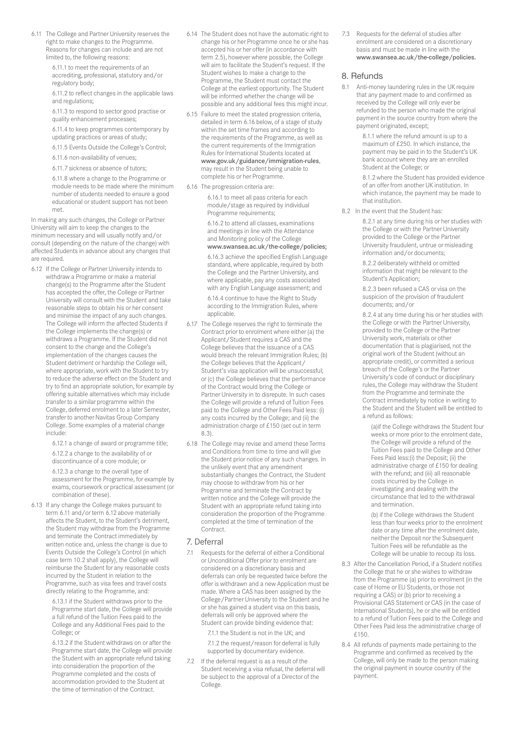6.11 The College and Partner University reserves the right to make changes to the Programme. Reasons for changes can include and are not limited to, the following reasons:

6.11.1 to meet the requirements of an accrediting, professional, statutory and/or regulatory body;

6.11.2 to reflect changes in the applicable laws and regulations;

6.11.3 to respond to sector good practise or quality enhancement processes;

6.11.4 to keep programmes contemporary by updating practices or areas of study;

6.11.5 Events Outside the College's Control;

6.11.6 non-availability of venues;

6.11.7 sickness or absence of tutors;

6.11.8 where a change to the Programme or module needs to be made where the minimum number of students needed to ensure a good educational or student support has not been met.

In making any such changes, the College or Partner University will aim to keep the changes to the minimum necessary and will usually notify and/or consult (depending on the nature of the change) with affected Students in advance about any changes that are required.

6.12 If the College or Partner University intends to withdraw a Programme or make a material change(s) to the Programme after the Student has accepted the offer, the College or Partner University will consult with the Student and take reasonable steps to obtain his or her consent and minimise the impact of any such changes. The College will inform the affected Students if the College implements the change(s) or withdraws a Programme. If the Student did not consent to the change and the College's implementation of the changes causes the Student detriment or hardship the College will, where appropriate, work with the Student to try to reduce the adverse effect on the Student and try to find an appropriate solution, for example by offering suitable alternatives which may include transfer to a similar programme within the College, deferred enrolment to a later Semester, transfer to another Navitas Group Company College. Some examples of a material change include:

6.12.1 a change of award or programme title;

6.12.2 a change to the availability of or discontinuance of a core module; or

6.12.3 a change to the overall type of assessment for the Programme, for example by exams, coursework or practical assessment (or combination of these).

6.13 If any change the College makes pursuant to term 6.11 and/or term 6.12 above materially affects the Student, to the Student's detriment, the Student may withdraw from the Programme and terminate the Contract immediately by written notice and, unless the change is due to Events Outside the College's Control (in which case term 10.2 shall apply), the College will reimburse the Student for any reasonable costs incurred by the Student in relation to the Programme, such as visa fees and travel costs directly relating to the Programme, and:

6.13.1 if the Student withdraws prior to the Programme start date, the College will provide a full refund of the Tuition Fees paid to the College and any Additional Fees paid to the College; or

6.13.2 if the Student withdraws on or after the Programme start date, the College will provide the Student with an appropriate refund taking into consideration the proportion of the Programme completed and the costs of accommodation provided to the Student at the time of termination of the Contract.

6.14 The Student does not have the automatic right to change his or her Programme once he or she has accepted his or her offer (in accordance with term 2.5), however where possible, the College will aim to facilitate the Student's request. If the Student wishes to make a change to the Programme, the Student must contact the College at the earliest opportunity. The Student will be informed whether the change will be possible and any additional fees this might incur.

6.15 Failure to meet the stated progression criteria, detailed in term 6.16 below, of a stage of study within the set time frames and according to the requirements of the Programme, as well as the current requirements of the Immigration Rules for International Students located at **www.gov.uk/guidance/immigration-rules**, may result in the Student being unable to complete his or her Programme.

6.16 The progression criteria are:

6.16.1 to meet all pass criteria for each module/stage as required by individual Programme requirements;

6.16.2 to attend all classes, examinations and meetings in line with the Attendance and Monitoring policy of the College **www.swansea.ac.uk/the-college/policies;**

6.16.3 achieve the specified English Language standard, where applicable, required by both the College and the Partner University, and where applicable, pay any costs associated with any English Language assessment; and

6.16.4 continue to have the Right to Study according to the Immigration Rules, where applicable.

6.17 The College reserves the right to terminate the Contract prior to enrolment where either (a) the Applicant/Student requires a CAS and the College believes that the issuance of a CAS would breach the relevant Immigration Rules; (b) the College believes that the Applicant/Student's visa application will be unsuccessful; or (c) the College believes that the performance of the Contract would bring the College or Partner University in to disrepute. In such cases the College will provide a refund of Tuition Fees paid to the College and Other Fees Paid less: (i) any costs incurred by the College; and (ii) the administration charge of £150 (set out in term 8.3).

6.18 The College may revise and amend these Terms and Conditions from time to time and will give the Student prior notice of any such changes. In the unlikely event that any amendment substantially changes the Contract, the Student may choose to withdraw from his or her Programme and terminate the Contract by written notice and the College will provide the Student with an appropriate refund taking into consideration the proportion of the Programme completed at the time of termination of the Contract.

## 7. Deferral

7.1 Requests for the deferral of either a Conditional or Unconditional Offer prior to enrolment are considered on a discretionary basis and deferrals can only be requested twice before the offer is withdrawn and a new Application must be made. Where a CAS has been assigned by the College/Partner University to the Student and he or she has gained a student visa on this basis, deferrals will only be approved where the Student can provide binding evidence that:

7.1.1 the Student is not in the UK; and

7.1.2 the request/reason for deferral is fully supported by documentary evidence.

7.2 If the deferral request is as a result of the Student receiving a visa refusal, the deferral will be subject to the approval of a Director of the College.

7.3 Requests for the deferral of studies after enrolment are considered on a discretionary basis and must be made in line with the **www.swansea.ac.uk/the-college/policies.**

## 8. Refunds

8.1 Anti-money laundering rules in the UK require that any payment made to and confirmed as received by the College will only ever be refunded to the person who made the original payment in the source country from where the payment originated, except;

8.1.1 where the refund amount is up to a maximum of £250. In which instance, the payment may be paid in to the Student's UK bank account where they are an enrolled Student at the College; or

8.1.2 where the Student has provided evidence of an offer from another UK institution. In which instance, the payment may be made to that institution.

8.2 In the event that the Student has:

8.2.1 at any time during his or her studies with the College or with the Partner University provided to the College or the Partner University fraudulent, untrue or misleading information and/or documents;

8.2.2 deliberately withheld or omitted information that might be relevant to the Student's Application;

8.2.3 been refused a CAS or visa on the suspicion of the provision of fraudulent documents; and/or

8.2.4 at any time during his or her studies with the College or with the Partner University, provided to the College or the Partner University work, materials or other documentation that is plagiarised, not the original work of the Student (without an appropriate credit), or committed a serious breach of the College's or the Partner University's code of conduct or disciplinary rules, the College may withdraw the Student from the Programme and terminate the Contract immediately by notice in writing to the Student and the Student will be entitled to a refund as follows:

(a)if the College withdraws the Student four weeks or more prior to the enrolment date, the College will provide a refund of the Tuition Fees paid to the College and Other Fees Paid less:(i) the Deposit; (ii) the administrative charge of £150 for dealing with the refund; and (iii) all reasonable costs incurred by the College in investigating and dealing with the circumstance that led to the withdrawal and termination.

(b) if the College withdraws the Student less than four weeks prior to the enrolment date or any time after the enrolment date, neither the Deposit nor the Subsequent Tuition Fees will be refundable as the College will be unable to recoup its loss.

8.3 After the Cancellation Period, if a Student notifies the College that he or she wishes to withdraw from the Programme (a) prior to enrolment (in the case of Home or EU Students, or those not requiring a CAS) or (b) prior to receiving a Provisional CAS Statement or CAS (in the case of International Students), he or she will be entitled to a refund of Tuition Fees paid to the College and Other Fees Paid less the administrative charge of £150.

8.4 All refunds of payments made pertaining to the Programme and confirmed as received by the College, will only be made to the person making the original payment in source country of the payment.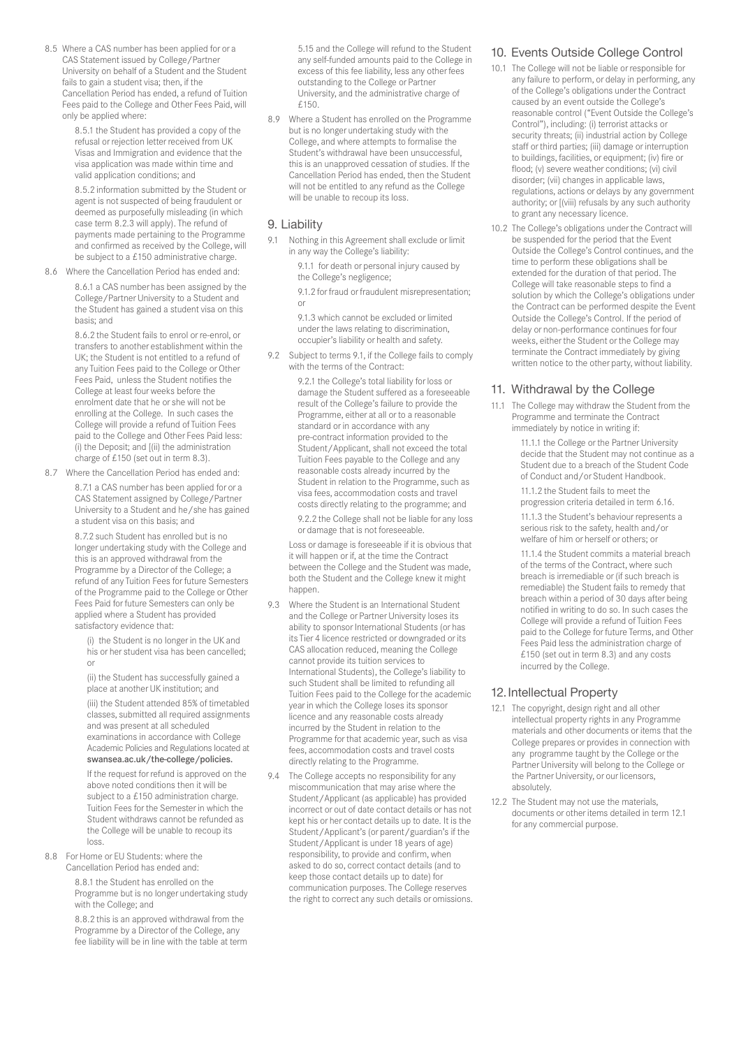8.5 Where a CAS number has been applied for or a CAS Statement issued by College/Partner University on behalf of a Student and the Student fails to gain a student visa; then, if the Cancellation Period has ended, a refund of Tuition Fees paid to the College and Other Fees Paid, will only be applied where:

8.5.1 the Student has provided a copy of the refusal or rejection letter received from UK Visas and Immigration and evidence that the visa application was made within time and valid application conditions; and

8.5.2 information submitted by the Student or agent is not suspected of being fraudulent or deemed as purposefully misleading (in which case term 8.2.3 will apply). The refund of payments made pertaining to the Programme and confirmed as received by the College, will be subject to a £150 administrative charge.

8.6 Where the Cancellation Period has ended and:

8.6.1 a CAS number has been assigned by the College/Partner University to a Student and the Student has gained a student visa on this basis; and

8.6.2 the Student fails to enrol or re-enrol, or transfers to another establishment within the UK; the Student is not entitled to a refund of any Tuition Fees paid to the College or Other Fees Paid, unless the Student notifies the College at least four weeks before the enrolment date that he or she will not be enrolling at the College. In such cases the College will provide a refund of Tuition Fees paid to the College and Other Fees Paid less: (i) the Deposit; and [(ii) the administration charge of £150 (set out in term 8.3).

8.7 Where the Cancellation Period has ended and:

8.7.1 a CAS number has been applied for or a CAS Statement assigned by College/Partner University to a Student and he/she has gained a student visa on this basis; and

8.7.2 such Student has enrolled but is no longer undertaking study with the College and this is an approved withdrawal from the Programme by a Director of the College; a refund of any Tuition Fees for future Semesters of the Programme paid to the College or Other Fees Paid for future Semesters can only be applied where a Student has provided satisfactory evidence that:

(i) the Student is no longer in the UK and his or her student visa has been cancelled; or

(ii) the Student has successfully gained a place at another UK institution; and

(iii) the Student attended 85% of timetabled classes, submitted all required assignments and was present at all scheduled examinations in accordance with College Academic Policies and Regulations located at **swansea.ac.uk/the-college/policies.**

If the request for refund is approved on the above noted conditions then it will be subject to a £150 administration charge. Tuition Fees for the Semester in which the Student withdraws cannot be refunded as the College will be unable to recoup its loss.

8.8 For Home or EU Students: where the Cancellation Period has ended and:

8.8.1 the Student has enrolled on the Programme but is no longer undertaking study with the College; and

8.8.2 this is an approved withdrawal from the Programme by a Director of the College, any fee liability will be in line with the table at term 5.15 and the College will refund to the Student any self-funded amounts paid to the College in excess of this fee liability, less any other fees outstanding to the College or Partner University, and the administrative charge of £150.

8.9 Where a Student has enrolled on the Programme but is no longer undertaking study with the College, and where attempts to formalise the Student's withdrawal have been unsuccessful, this is an unapproved cessation of studies. If the Cancellation Period has ended, then the Student will not be entitled to any refund as the College will be unable to recoup its loss.

## 9. Liability

9.1 Nothing in this Agreement shall exclude or limit in any way the College's liability:

9.1.1 for death or personal injury caused by the College's negligence;

9.1.2 for fraud or fraudulent misrepresentation; or

9.1.3 which cannot be excluded or limited under the laws relating to discrimination, occupier's liability or health and safety.

9.2 Subject to terms 9.1, if the College fails to comply with the terms of the Contract:

9.2.1 the College's total liability for loss or damage the Student suffered as a foreseeable result of the College's failure to provide the Programme, either at all or to a reasonable standard or in accordance with any pre-contract information provided to the Student/Applicant, shall not exceed the total Tuition Fees payable to the College and any reasonable costs already incurred by the Student in relation to the Programme, such as visa fees, accommodation costs and travel costs directly relating to the programme; and

9.2.2 the College shall not be liable for any loss or damage that is not foreseeable.

Loss or damage is foreseeable if it is obvious that it will happen or if, at the time the Contract between the College and the Student was made, both the Student and the College knew it might happen.

9.3 Where the Student is an International Student and the College or Partner University loses its ability to sponsor International Students (or has its Tier 4 licence restricted or downgraded or its CAS allocation reduced, meaning the College cannot provide its tuition services to International Students), the College's liability to such Student shall be limited to refunding all Tuition Fees paid to the College for the academic year in which the College loses its sponsor licence and any reasonable costs already incurred by the Student in relation to the Programme for that academic year, such as visa fees, accommodation costs and travel costs directly relating to the Programme.

9.4 The College accepts no responsibility for any miscommunication that may arise where the Student/Applicant (as applicable) has provided incorrect or out of date contact details or has not kept his or her contact details up to date. It is the Student/Applicant's (or parent/guardian's if the Student/Applicant is under 18 years of age) responsibility, to provide and confirm, when asked to do so, correct contact details (and to keep those contact details up to date) for communication purposes. The College reserves the right to correct any such details or omissions.

## 10. Events Outside College Control

10.1 The College will not be liable or responsible for any failure to perform, or delay in performing, any of the College's obligations under the Contract caused by an event outside the College's reasonable control ("Event Outside the College's Control"), including: (i) terrorist attacks or security threats; (ii) industrial action by College staff or third parties; (iii) damage or interruption to buildings, facilities, or equipment; (iv) fire or flood; (v) severe weather conditions; (vi) civil disorder; (vii) changes in applicable laws, regulations, actions or delays by any government authority; or [(viii) refusals by any such authority to grant any necessary licence.

10.2 The College's obligations under the Contract will be suspended for the period that the Event Outside the College's Control continues, and the time to perform these obligations shall be extended for the duration of that period. The College will take reasonable steps to find a solution by which the College's obligations under the Contract can be performed despite the Event Outside the College's Control. If the period of delay or non-performance continues for four weeks, either the Student or the College may terminate the Contract immediately by giving written notice to the other party, without liability.

## 11. Withdrawal by the College

11.1 The College may withdraw the Student from the Programme and terminate the Contract immediately by notice in writing if:

11.1.1 the College or the Partner University decide that the Student may not continue as a Student due to a breach of the Student Code of Conduct and/or Student Handbook.

11.1.2 the Student fails to meet the progression criteria detailed in term 6.16.

11.1.3 the Student's behaviour represents a serious risk to the safety, health and/or welfare of him or herself or others; or

11.1.4 the Student commits a material breach of the terms of the Contract, where such breach is irremediable or (if such breach is remediable) the Student fails to remedy that breach within a period of 30 days after being notified in writing to do so. In such cases the College will provide a refund of Tuition Fees paid to the College for future Terms, and Other Fees Paid less the administration charge of £150 (set out in term 8.3) and any costs incurred by the College.

## 12. Intellectual Property

12.1 The copyright, design right and all other intellectual property rights in any Programme materials and other documents or items that the College prepares or provides in connection with any programme taught by the College or the Partner University will belong to the College or the Partner University, or our licensors, absolutely.

12.2 The Student may not use the materials, documents or other items detailed in term 12.1 for any commercial purpose.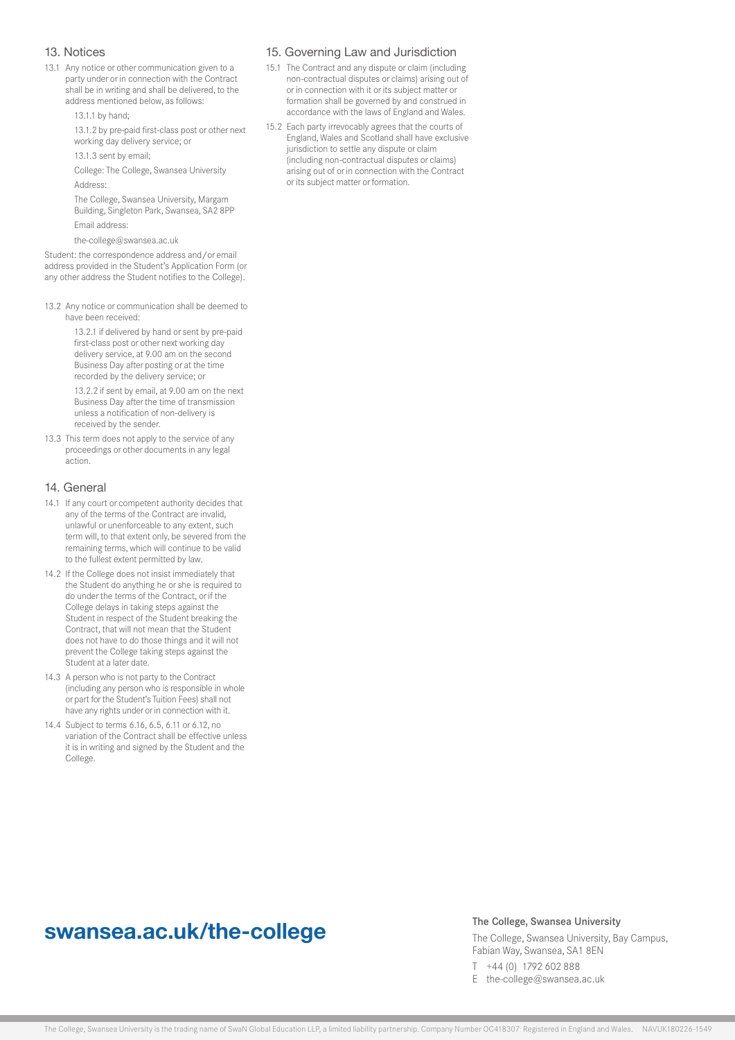## 13. Notices

13.1 Any notice or other communication given to a party under or in connection with the Contract shall be in writing and shall be delivered, to the address mentioned below, as follows:

13.1.1 by hand;

13.1.2 by pre-paid first-class post or other next working day delivery service; or

13.1.3 sent by email;

College: The College, Swansea University

Address:

The College, Swansea University, Margam Building, Singleton Park, Swansea, SA2 8PP

Email address:

the-college@swansea.ac.uk

Student: the correspondence address and/or email address provided in the Student's Application Form (or any other address the Student notifies to the College).

13.2 Any notice or communication shall be deemed to have been received:

13.2.1 if delivered by hand or sent by pre-paid first-class post or other next working day delivery service, at 9.00 am on the second Business Day after posting or at the time recorded by the delivery service; or

13.2.2 if sent by email, at 9.00 am on the next Business Day after the time of transmission unless a notification of non-delivery is received by the sender.

13.3 This term does not apply to the service of any proceedings or other documents in any legal action.

## 14. General

14.1 If any court or competent authority decides that any of the terms of the Contract are invalid, unlawful or unenforceable to any extent, such term will, to that extent only, be severed from the remaining terms, which will continue to be valid to the fullest extent permitted by law.

14.2 If the College does not insist immediately that the Student do anything he or she is required to do under the terms of the Contract, or if the College delays in taking steps against the Student in respect of the Student breaking the Contract, that will not mean that the Student does not have to do those things and it will not prevent the College taking steps against the Student at a later date.

14.3 A person who is not party to the Contract (including any person who is responsible in whole or part for the Student's Tuition Fees) shall not have any rights under or in connection with it.

14.4 Subject to terms 6.16, 6.5, 6.11 or 6.12, no variation of the Contract shall be effective unless it is in writing and signed by the Student and the College.

## 15. Governing Law and Jurisdiction

15.1 The Contract and any dispute or claim (including non-contractual disputes or claims) arising out of or in connection with it or its subject matter or formation shall be governed by and construed in accordance with the laws of England and Wales.

15.2 Each party irrevocably agrees that the courts of England, Wales and Scotland shall have exclusive jurisdiction to settle any dispute or claim (including non-contractual disputes or claims) arising out of or in connection with the Contract or its subject matter or formation.

**swansea.ac.uk/the-college**

**The College, Swansea University**

The College, Swansea University, Bay Campus, Fabian Way, Swansea, SA1 8EN

T +44 (0) 1792 602 888

E the-college@swansea.ac.uk

The College, Swansea University is the trading name of SwaN Global Education LLP, a limited liability partnership. Company Number OC418307 Registered in England and Wales. NAVUK180226-1549